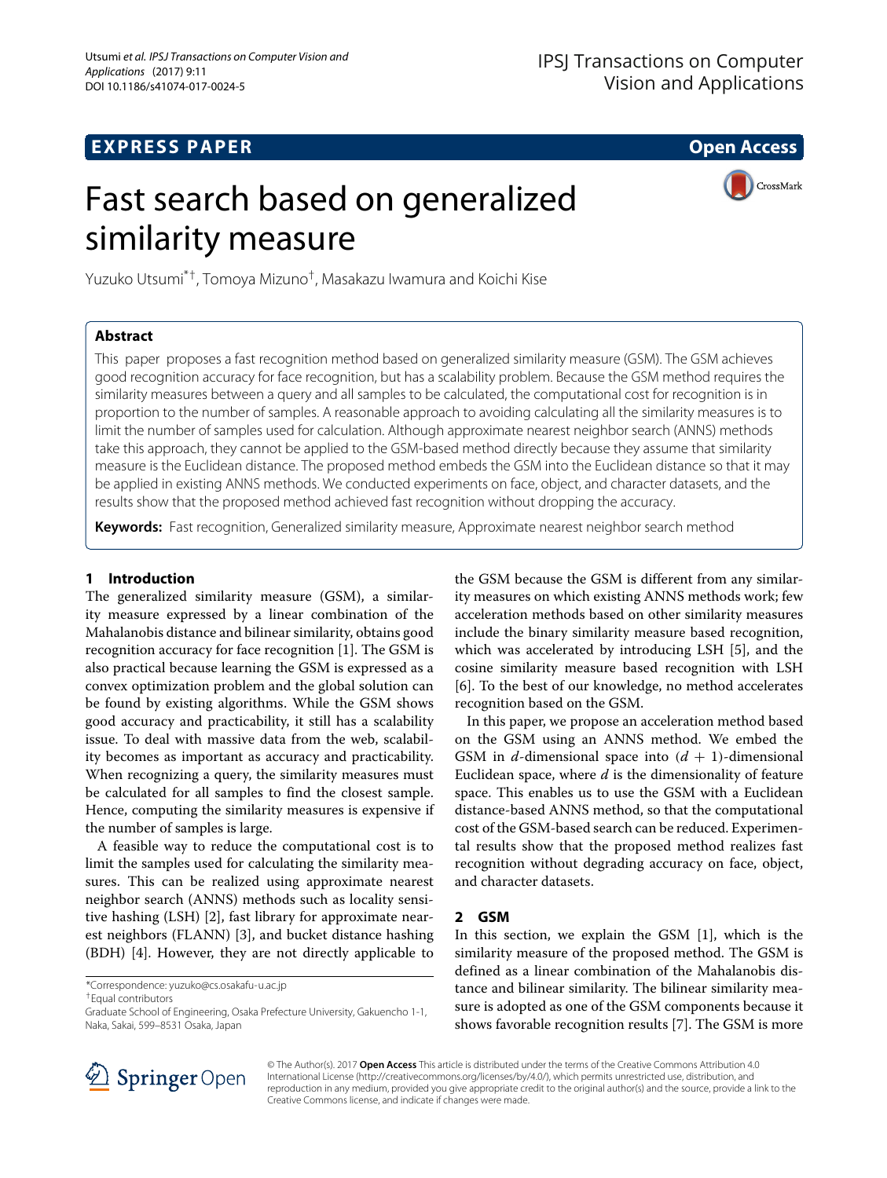EXPRESS PAPER

Open Access

# Fast search based on generalized similarity measure

Yuzuko Utsumi[*†], Tomoya Mizuno[†], Masakazu Iwamura and Koichi Kise

## Abstract

This paper proposes a fast recognition method based on generalized similarity measure (GSM). The GSM achieves good recognition accuracy for face recognition, but has a scalability problem. Because the GSM method requires the similarity measures between a query and all samples to be calculated, the computational cost for recognition is in proportion to the number of samples. A reasonable approach to avoiding calculating all the similarity measures is to limit the number of samples used for calculation. Although approximate nearest neighbor search (ANNS) methods take this approach, they cannot be applied to the GSM-based method directly because they assume that similarity measure is the Euclidean distance. The proposed method embeds the GSM into the Euclidean distance so that it may be applied in existing ANNS methods. We conducted experiments on face, object, and character datasets, and the results show that the proposed method achieved fast recognition without dropping the accuracy.

**Keywords:** Fast recognition, Generalized similarity measure, Approximate nearest neighbor search method

## 1 Introduction

The generalized similarity measure (GSM), a similarity measure expressed by a linear combination of the Mahalanobis distance and bilinear similarity, obtains good recognition accuracy for face recognition [1]. The GSM is also practical because learning the GSM is expressed as a convex optimization problem and the global solution can be found by existing algorithms. While the GSM shows good accuracy and practicability, it still has a scalability issue. To deal with massive data from the web, scalability becomes as important as accuracy and practicability. When recognizing a query, the similarity measures must be calculated for all samples to find the closest sample. Hence, computing the similarity measures is expensive if the number of samples is large.

A feasible way to reduce the computational cost is to limit the samples used for calculating the similarity measures. This can be realized using approximate nearest neighbor search (ANNS) methods such as locality sensitive hashing (LSH) [2], fast library for approximate nearest neighbors (FLANN) [3], and bucket distance hashing (BDH) [4]. However, they are not directly applicable to the GSM because the GSM is different from any similarity measures on which existing ANNS methods work; few acceleration methods based on other similarity measures include the binary similarity measure based recognition, which was accelerated by introducing LSH [5], and the cosine similarity measure based recognition with LSH [6]. To the best of our knowledge, no method accelerates recognition based on the GSM.

In this paper, we propose an acceleration method based on the GSM using an ANNS method. We embed the GSM in $d$-dimensional space into $(d + 1)$-dimensional Euclidean space, where $d$ is the dimensionality of feature space. This enables us to use the GSM with a Euclidean distance-based ANNS method, so that the computational cost of the GSM-based search can be reduced. Experimental results show that the proposed method realizes fast recognition without degrading accuracy on face, object, and character datasets.

## 2 GSM

In this section, we explain the GSM [1], which is the similarity measure of the proposed method. The GSM is defined as a linear combination of the Mahalanobis distance and bilinear similarity. The bilinear similarity measure is adopted as one of the GSM components because it shows favorable recognition results [7]. The GSM is more

*Correspondence: yuzuko@cs.osakafu-u.ac.jp
†Equal contributors
Graduate School of Engineering, Osaka Prefecture University, Gakuencho 1-1, Naka, Sakai, 599–8531 Osaka, Japan

© The Author(s). 2017 **Open Access** This article is distributed under the terms of the Creative Commons Attribution 4.0 International License (http://creativecommons.org/licenses/by/4.0/), which permits unrestricted use, distribution, and reproduction in any medium, provided you give appropriate credit to the original author(s) and the source, provide a link to the Creative Commons license, and indicate if changes were made.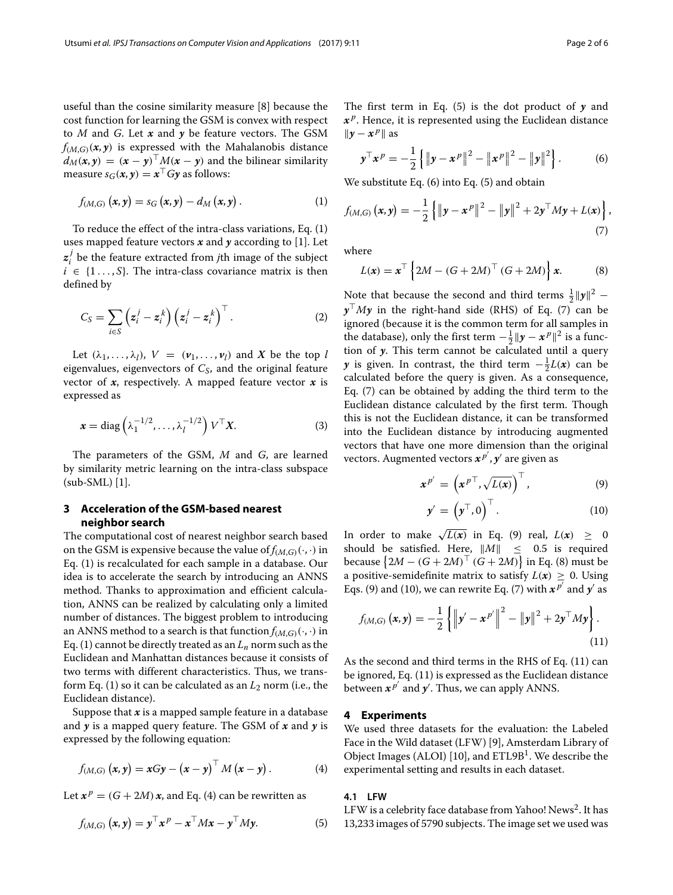useful than the cosine similarity measure [8] because the cost function for learning the GSM is convex with respect to $M$ and $G$. Let $\boldsymbol{x}$ and $\boldsymbol{y}$ be feature vectors. The GSM $f_{(M,G)}(\boldsymbol{x}, \boldsymbol{y})$ is expressed with the Mahalanobis distance $d_M(\boldsymbol{x}, \boldsymbol{y}) = (\boldsymbol{x} - \boldsymbol{y})^\top M(\boldsymbol{x} - \boldsymbol{y})$ and the bilinear similarity measure $s_G(\boldsymbol{x}, \boldsymbol{y}) = \boldsymbol{x}^\top G\boldsymbol{y}$ as follows:

$$f_{(M,G)}\left(\boldsymbol{x}, \boldsymbol{y}\right) = s_G\left(\boldsymbol{x}, \boldsymbol{y}\right) - d_M\left(\boldsymbol{x}, \boldsymbol{y}\right). \tag{1}$$

To reduce the effect of the intra-class variations, Eq. (1) uses mapped feature vectors $\boldsymbol{x}$ and $\boldsymbol{y}$ according to [1]. Let $\boldsymbol{z}_i^j$ be the feature extracted from $j$th image of the subject $i \in \{1 \ldots, S\}$. The intra-class covariance matrix is then defined by

$$C_S = \sum_{i \in S} \left(\boldsymbol{z}_i^j - \boldsymbol{z}_i^k\right)\left(\boldsymbol{z}_i^j - \boldsymbol{z}_i^k\right)^\top. \tag{2}$$

Let $(\lambda_1, \ldots, \lambda_l)$, $V = (\boldsymbol{v}_1, \ldots, \boldsymbol{v}_l)$ and $\boldsymbol{X}$ be the top $l$ eigenvalues, eigenvectors of $C_S$, and the original feature vector of $\boldsymbol{x}$, respectively. A mapped feature vector $\boldsymbol{x}$ is expressed as

$$\boldsymbol{x} = \mathrm{diag}\left(\lambda_1^{-1/2}, \ldots, \lambda_l^{-1/2}\right) V^\top \boldsymbol{X}. \tag{3}$$

The parameters of the GSM, $M$ and $G$, are learned by similarity metric learning on the intra-class subspace (sub-SML) [1].

## 3 Acceleration of the GSM-based nearest neighbor search

The computational cost of nearest neighbor search based on the GSM is expensive because the value of $f_{(M,G)}(\cdot, \cdot)$ in Eq. (1) is recalculated for each sample in a database. Our idea is to accelerate the search by introducing an ANNS method. Thanks to approximation and efficient calculation, ANNS can be realized by calculating only a limited number of distances. The biggest problem to introducing an ANNS method to a search is that function $f_{(M,G)}(\cdot, \cdot)$ in Eq. (1) cannot be directly treated as an $L_n$ norm such as the Euclidean and Manhattan distances because it consists of two terms with different characteristics. Thus, we transform Eq. (1) so it can be calculated as an $L_2$ norm (i.e., the Euclidean distance).

Suppose that $\boldsymbol{x}$ is a mapped sample feature in a database and $\boldsymbol{y}$ is a mapped query feature. The GSM of $\boldsymbol{x}$ and $\boldsymbol{y}$ is expressed by the following equation:

$$f_{(M,G)}\left(\boldsymbol{x}, \boldsymbol{y}\right) = \boldsymbol{x}G\boldsymbol{y} - \left(\boldsymbol{x} - \boldsymbol{y}\right)^\top M\left(\boldsymbol{x} - \boldsymbol{y}\right). \tag{4}$$

Let $\boldsymbol{x}^p = (G + 2M)\boldsymbol{x}$, and Eq. (4) can be rewritten as

$$f_{(M,G)}\left(\boldsymbol{x}, \boldsymbol{y}\right) = \boldsymbol{y}^\top \boldsymbol{x}^p - \boldsymbol{x}^\top M\boldsymbol{x} - \boldsymbol{y}^\top M\boldsymbol{y}. \tag{5}$$

The first term in Eq. (5) is the dot product of $\boldsymbol{y}$ and $\boldsymbol{x}^p$. Hence, it is represented using the Euclidean distance $\|\boldsymbol{y} - \boldsymbol{x}^p\|$ as

$$\boldsymbol{y}^\top \boldsymbol{x}^p = -\frac{1}{2}\left\{\left\|\boldsymbol{y} - \boldsymbol{x}^p\right\|^2 - \left\|\boldsymbol{x}^p\right\|^2 - \left\|\boldsymbol{y}\right\|^2\right\}. \tag{6}$$

We substitute Eq. (6) into Eq. (5) and obtain

$$f_{(M,G)}\left(\boldsymbol{x}, \boldsymbol{y}\right) = -\frac{1}{2}\left\{\left\|\boldsymbol{y} - \boldsymbol{x}^p\right\|^2 - \left\|\boldsymbol{y}\right\|^2 + 2\boldsymbol{y}^\top M\boldsymbol{y} + L(\boldsymbol{x})\right\}, \tag{7}$$

where

$$L(\boldsymbol{x}) = \boldsymbol{x}^\top \left\{2M - \left(G + 2M\right)^\top \left(G + 2M\right)\right\} \boldsymbol{x}. \tag{8}$$

Note that because the second and third terms $\frac{1}{2}\|\boldsymbol{y}\|^2 - \boldsymbol{y}^\top M\boldsymbol{y}$ in the right-hand side (RHS) of Eq. (7) can be ignored (because it is the common term for all samples in the database), only the first term $-\frac{1}{2}\|\boldsymbol{y} - \boldsymbol{x}^p\|^2$ is a function of $\boldsymbol{y}$. This term cannot be calculated until a query $\boldsymbol{y}$ is given. In contrast, the third term $-\frac{1}{2}L(\boldsymbol{x})$ can be calculated before the query is given. As a consequence, Eq. (7) can be obtained by adding the third term to the Euclidean distance calculated by the first term. Though this is not the Euclidean distance, it can be transformed into the Euclidean distance by introducing augmented vectors that have one more dimension than the original vectors. Augmented vectors $\boldsymbol{x}^{p'}, \boldsymbol{y}'$ are given as

$$\boldsymbol{x}^{p'} = \left(\boldsymbol{x}^{p\top}, \sqrt{L(\boldsymbol{x})}\right)^\top, \tag{9}$$

$$\boldsymbol{y}' = \left(\boldsymbol{y}^\top, 0\right)^\top. \tag{10}$$

In order to make $\sqrt{L(\boldsymbol{x})}$ in Eq. (9) real, $L(\boldsymbol{x}) \geq 0$ should be satisfied. Here, $\|M\| \leq 0.5$ is required because $\left\{2M - (G + 2M)^\top (G + 2M)\right\}$ in Eq. (8) must be a positive-semidefinite matrix to satisfy $L(\boldsymbol{x}) \geq 0$. Using Eqs. (9) and (10), we can rewrite Eq. (7) with $\boldsymbol{x}^{p'}$ and $\boldsymbol{y}'$ as

$$f_{(M,G)}\left(\boldsymbol{x}, \boldsymbol{y}\right) = -\frac{1}{2}\left\{\left\|\boldsymbol{y}' - \boldsymbol{x}^{p'}\right\|^2 - \left\|\boldsymbol{y}\right\|^2 + 2\boldsymbol{y}^\top M\boldsymbol{y}\right\}. \tag{11}$$

As the second and third terms in the RHS of Eq. (11) can be ignored, Eq. (11) is expressed as the Euclidean distance between $\boldsymbol{x}^{p'}$ and $\boldsymbol{y}'$. Thus, we can apply ANNS.

## 4 Experiments

We used three datasets for the evaluation: the Labeled Face in the Wild dataset (LFW) [9], Amsterdam Library of Object Images (ALOI) [10], and ETL9B[1]. We describe the experimental setting and results in each dataset.

### 4.1 LFW

LFW is a celebrity face database from Yahoo! News[2]. It has 13,233 images of 5790 subjects. The image set we used was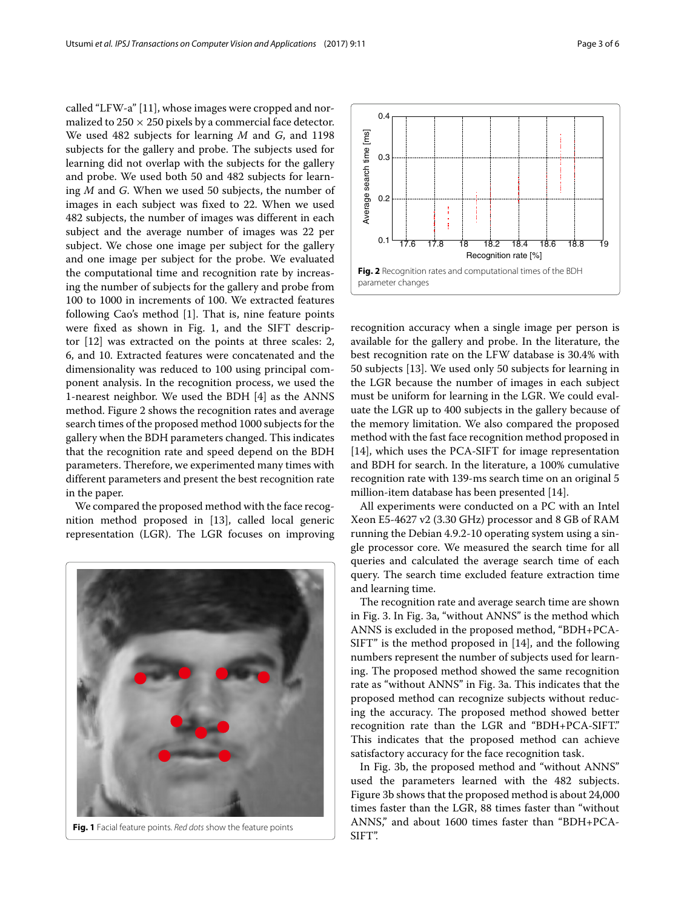called "LFW-a" [11], whose images were cropped and normalized to $250 \times 250$ pixels by a commercial face detector. We used 482 subjects for learning $M$ and $G$, and 1198 subjects for the gallery and probe. The subjects used for learning did not overlap with the subjects for the gallery and probe. We used both 50 and 482 subjects for learning $M$ and $G$. When we used 50 subjects, the number of images in each subject was fixed to 22. When we used 482 subjects, the number of images was different in each subject and the average number of images was 22 per subject. We chose one image per subject for the gallery and one image per subject for the probe. We evaluated the computational time and recognition rate by increasing the number of subjects for the gallery and probe from 100 to 1000 in increments of 100. We extracted features following Cao's method [1]. That is, nine feature points were fixed as shown in Fig. 1, and the SIFT descriptor [12] was extracted on the points at three scales: 2, 6, and 10. Extracted features were concatenated and the dimensionality was reduced to 100 using principal component analysis. In the recognition process, we used the 1-nearest neighbor. We used the BDH [4] as the ANNS method. Figure 2 shows the recognition rates and average search times of the proposed method 1000 subjects for the gallery when the BDH parameters changed. This indicates that the recognition rate and speed depend on the BDH parameters. Therefore, we experimented many times with different parameters and present the best recognition rate in the paper.

We compared the proposed method with the face recognition method proposed in [13], called local generic representation (LGR). The LGR focuses on improving recognition accuracy when a single image per person is available for the gallery and probe. In the literature, the best recognition rate on the LFW database is 30.4% with 50 subjects [13]. We used only 50 subjects for learning in the LGR because the number of images in each subject must be uniform for learning in the LGR. We could evaluate the LGR up to 400 subjects in the gallery because of the memory limitation. We also compared the proposed method with the fast face recognition method proposed in [14], which uses the PCA-SIFT for image representation and BDH for search. In the literature, a 100% cumulative recognition rate with 139-ms search time on an original 5 million-item database has been presented [14].

**Fig. 1** Facial feature points. *Red dots* show the feature points

**Fig. 2** Recognition rates and computational times of the BDH parameter changes

All experiments were conducted on a PC with an Intel Xeon E5-4627 v2 (3.30 GHz) processor and 8 GB of RAM running the Debian 4.9.2-10 operating system using a single processor core. We measured the search time for all queries and calculated the average search time of each query. The search time excluded feature extraction time and learning time.

The recognition rate and average search time are shown in Fig. 3. In Fig. 3a, "without ANNS" is the method which ANNS is excluded in the proposed method, "BDH+PCA-SIFT" is the method proposed in [14], and the following numbers represent the number of subjects used for learning. The proposed method showed the same recognition rate as "without ANNS" in Fig. 3a. This indicates that the proposed method can recognize subjects without reducing the accuracy. The proposed method showed better recognition rate than the LGR and "BDH+PCA-SIFT." This indicates that the proposed method can achieve satisfactory accuracy for the face recognition task.

In Fig. 3b, the proposed method and "without ANNS" used the parameters learned with the 482 subjects. Figure 3b shows that the proposed method is about 24,000 times faster than the LGR, 88 times faster than "without ANNS," and about 1600 times faster than "BDH+PCA-SIFT".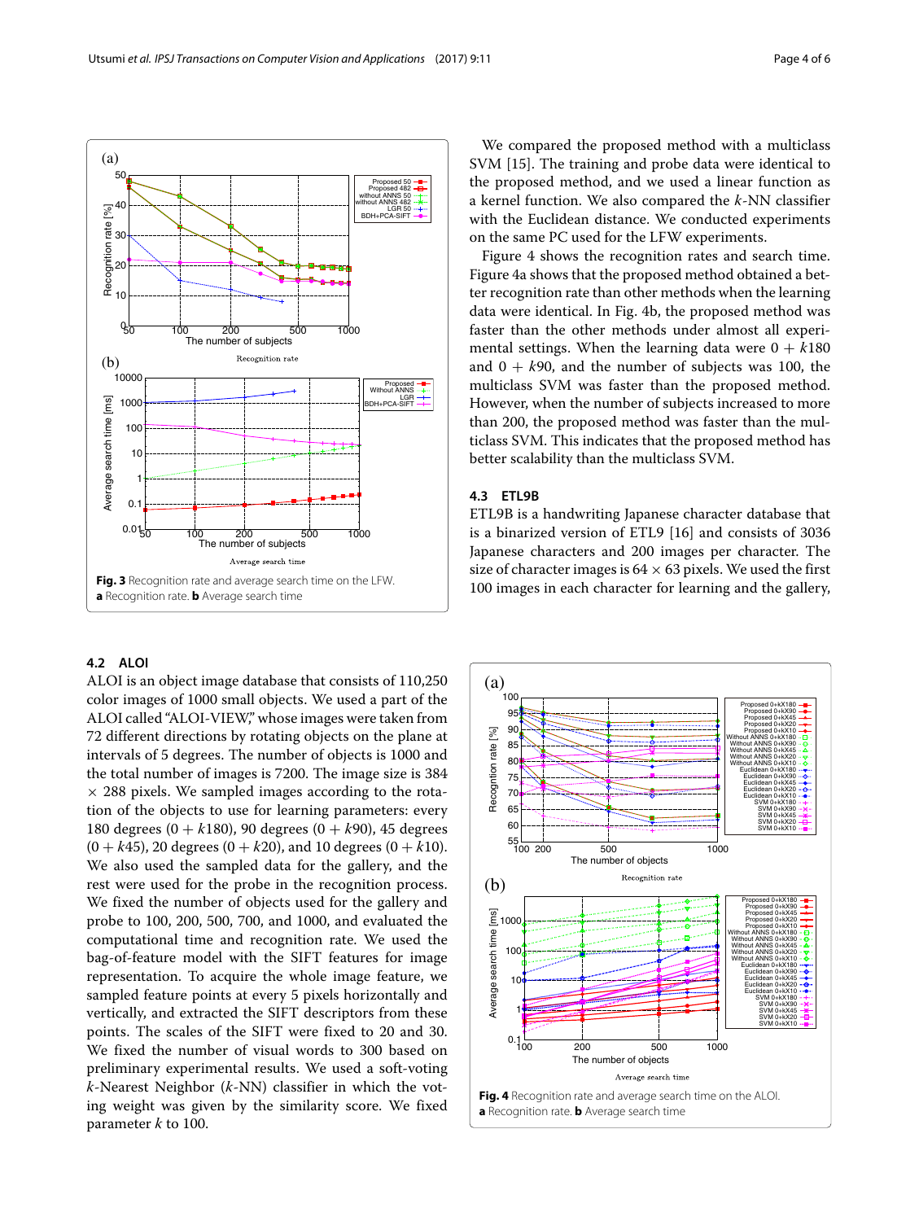Fig. 3 Recognition rate and average search time on the LFW. **a** Recognition rate. **b** Average search time

We compared the proposed method with a multiclass SVM [15]. The training and probe data were identical to the proposed method, and we used a linear function as a kernel function. We also compared the $k$-NN classifier with the Euclidean distance. We conducted experiments on the same PC used for the LFW experiments.

Figure 4 shows the recognition rates and search time. Figure 4a shows that the proposed method obtained a better recognition rate than other methods when the learning data were identical. In Fig. 4b, the proposed method was faster than the other methods under almost all experimental settings. When the learning data were $0 + k180$ and $0 + k90$, and the number of subjects was 100, the multiclass SVM was faster than the proposed method. However, when the number of subjects increased to more than 200, the proposed method was faster than the multiclass SVM. This indicates that the proposed method has better scalability than the multiclass SVM.

### 4.2 ALOI

ALOI is an object image database that consists of 110,250 color images of 1000 small objects. We used a part of the ALOI called "ALOI-VIEW," whose images were taken from 72 different directions by rotating objects on the plane at intervals of 5 degrees. The number of objects is 1000 and the total number of images is 7200. The image size is 384 × 288 pixels. We sampled images according to the rotation of the objects to use for learning parameters: every 180 degrees ($0 + k180$), 90 degrees ($0 + k90$), 45 degrees ($0 + k45$), 20 degrees ($0 + k20$), and 10 degrees ($0 + k10$). We also used the sampled data for the gallery, and the rest were used for the probe in the recognition process. We fixed the number of objects used for the gallery and probe to 100, 200, 500, 700, and 1000, and evaluated the computational time and recognition rate. We used the bag-of-feature model with the SIFT features for image representation. To acquire the whole image feature, we sampled feature points at every 5 pixels horizontally and vertically, and extracted the SIFT descriptors from these points. The scales of the SIFT were fixed to 20 and 30. We fixed the number of visual words to 300 based on preliminary experimental results. We used a soft-voting $k$-Nearest Neighbor ($k$-NN) classifier in which the voting weight was given by the similarity score. We fixed parameter $k$ to 100.

### 4.3 ETL9B

ETL9B is a handwriting Japanese character database that is a binarized version of ETL9 [16] and consists of 3036 Japanese characters and 200 images per character. The size of character images is 64 × 63 pixels. We used the first 100 images in each character for learning and the gallery,

Fig. 4 Recognition rate and average search time on the ALOI. **a** Recognition rate. **b** Average search time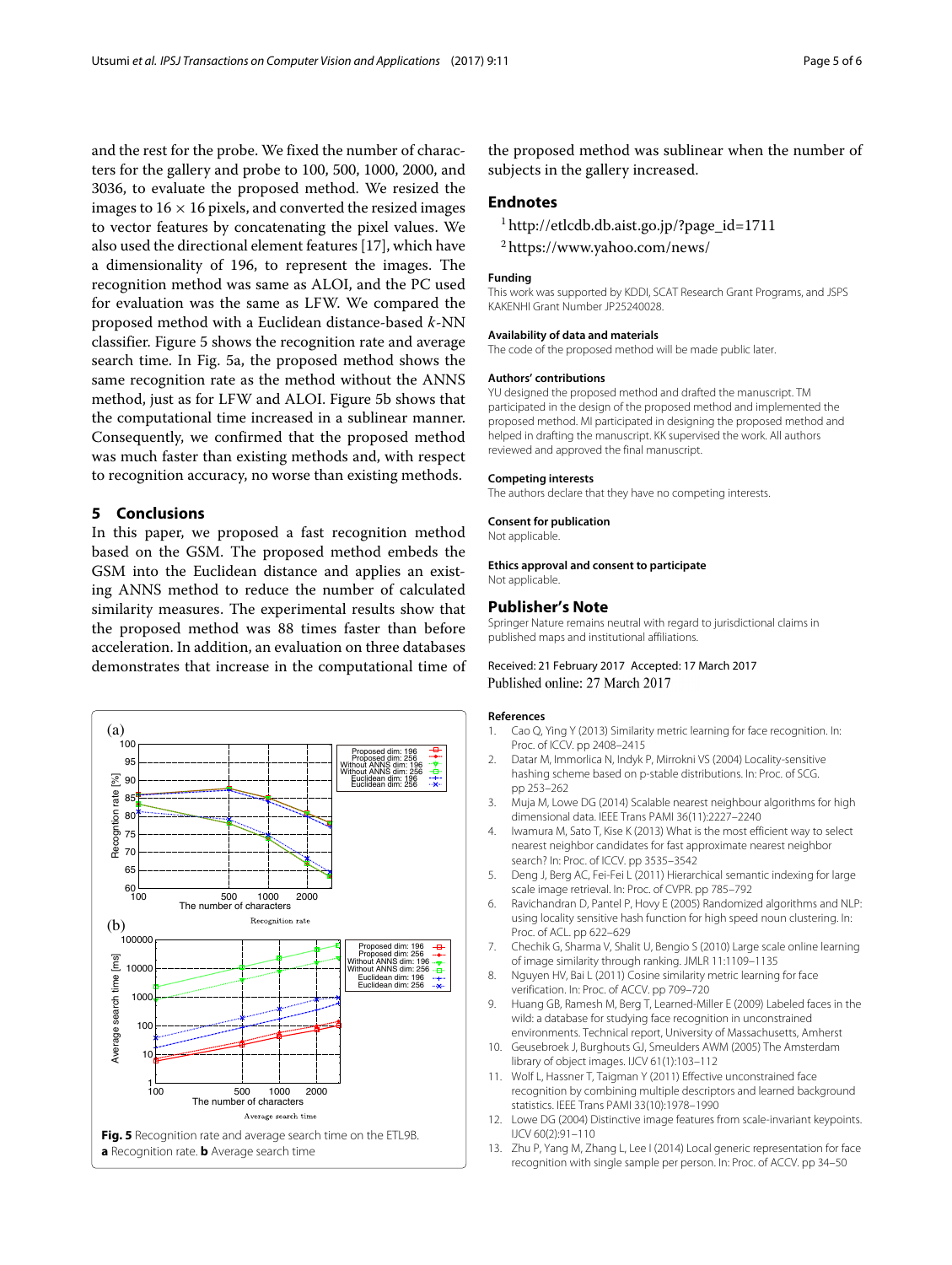and the rest for the probe. We fixed the number of characters for the gallery and probe to 100, 500, 1000, 2000, and 3036, to evaluate the proposed method. We resized the images to $16 \times 16$ pixels, and converted the resized images to vector features by concatenating the pixel values. We also used the directional element features [17], which have a dimensionality of 196, to represent the images. The recognition method was same as ALOI, and the PC used for evaluation was the same as LFW. We compared the proposed method with a Euclidean distance-based $k$-NN classifier. Figure 5 shows the recognition rate and average search time. In Fig. 5a, the proposed method shows the same recognition rate as the method without the ANNS method, just as for LFW and ALOI. Figure 5b shows that the computational time increased in a sublinear manner. Consequently, we confirmed that the proposed method was much faster than existing methods and, with respect to recognition accuracy, no worse than existing methods.

## 5 Conclusions

In this paper, we proposed a fast recognition method based on the GSM. The proposed method embeds the GSM into the Euclidean distance and applies an existing ANNS method to reduce the number of calculated similarity measures. The experimental results show that the proposed method was 88 times faster than before acceleration. In addition, an evaluation on three databases demonstrates that increase in the computational time of the proposed method was sublinear when the number of subjects in the gallery increased.

**Fig. 5** Recognition rate and average search time on the ETL9B. **a** Recognition rate. **b** Average search time

## Endnotes

[1] http://etlcdb.db.aist.go.jp/?page_id=1711

[2] https://www.yahoo.com/news/

#### Funding

This work was supported by KDDI, SCAT Research Grant Programs, and JSPS KAKENHI Grant Number JP25240028.

#### Availability of data and materials

The code of the proposed method will be made public later.

#### Authors' contributions

YU designed the proposed method and drafted the manuscript. TM participated in the design of the proposed method and implemented the proposed method. MI participated in designing the proposed method and helped in drafting the manuscript. KK supervised the work. All authors reviewed and approved the final manuscript.

#### Competing interests

The authors declare that they have no competing interests.

#### Consent for publication

Not applicable.

#### Ethics approval and consent to participate

Not applicable.

## Publisher's Note

Springer Nature remains neutral with regard to jurisdictional claims in published maps and institutional affiliations.

Received: 21 February 2017 Accepted: 17 March 2017
Published online: 27 March 2017

#### References

1. Cao Q, Ying Y (2013) Similarity metric learning for face recognition. In: Proc. of ICCV. pp 2408–2415
2. Datar M, Immorlica N, Indyk P, Mirrokni VS (2004) Locality-sensitive hashing scheme based on p-stable distributions. In: Proc. of SCG. pp 253–262
3. Muja M, Lowe DG (2014) Scalable nearest neighbour algorithms for high dimensional data. IEEE Trans PAMI 36(11):2227–2240
4. Iwamura M, Sato T, Kise K (2013) What is the most efficient way to select nearest neighbor candidates for fast approximate nearest neighbor search? In: Proc. of ICCV. pp 3535–3542
5. Deng J, Berg AC, Fei-Fei L (2011) Hierarchical semantic indexing for large scale image retrieval. In: Proc. of CVPR. pp 785–792
6. Ravichandran D, Pantel P, Hovy E (2005) Randomized algorithms and NLP: using locality sensitive hash function for high speed noun clustering. In: Proc. of ACL. pp 622–629
7. Chechik G, Sharma V, Shalit U, Bengio S (2010) Large scale online learning of image similarity through ranking. JMLR 11:1109–1135
8. Nguyen HV, Bai L (2011) Cosine similarity metric learning for face verification. In: Proc. of ACCV. pp 709–720
9. Huang GB, Ramesh M, Berg T, Learned-Miller E (2009) Labeled faces in the wild: a database for studying face recognition in unconstrained environments. Technical report, University of Massachusetts, Amherst
10. Geusebroek J, Burghouts GJ, Smeulders AWM (2005) The Amsterdam library of object images. IJCV 61(1):103–112
11. Wolf L, Hassner T, Taigman Y (2011) Effective unconstrained face recognition by combining multiple descriptors and learned background statistics. IEEE Trans PAMI 33(10):1978–1990
12. Lowe DG (2004) Distinctive image features from scale-invariant keypoints. IJCV 60(2):91–110
13. Zhu P, Yang M, Zhang L, Lee I (2014) Local generic representation for face recognition with single sample per person. In: Proc. of ACCV. pp 34–50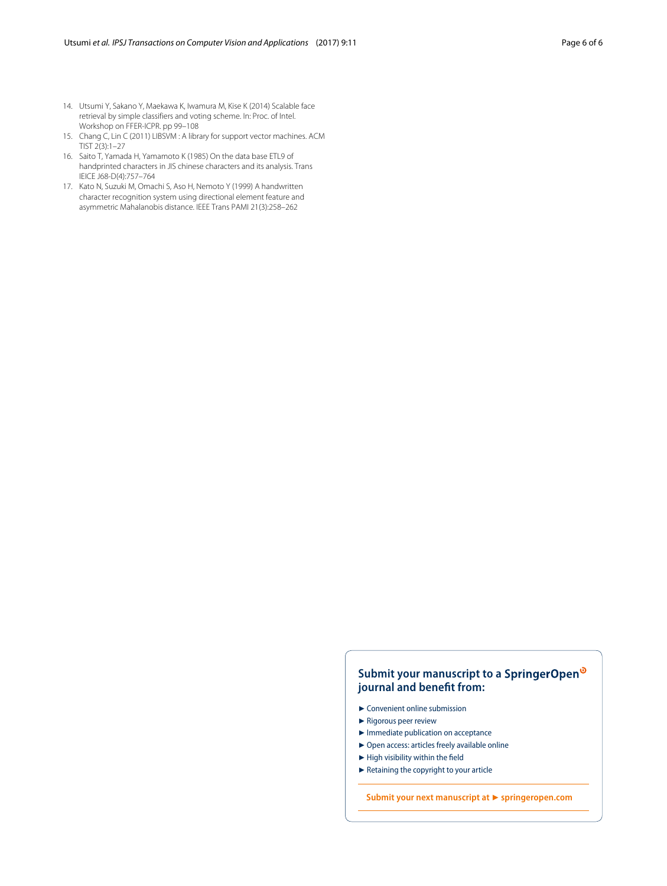14. Utsumi Y, Sakano Y, Maekawa K, Iwamura M, Kise K (2014) Scalable face retrieval by simple classifiers and voting scheme. In: Proc. of Intel. Workshop on FFER-ICPR. pp 99–108
15. Chang C, Lin C (2011) LIBSVM : A library for support vector machines. ACM TIST 2(3):1–27
16. Saito T, Yamada H, Yamamoto K (1985) On the data base ETL9 of handprinted characters in JIS chinese characters and its analysis. Trans IEICE J68-D(4):757–764
17. Kato N, Suzuki M, Omachi S, Aso H, Nemoto Y (1999) A handwritten character recognition system using directional element feature and asymmetric Mahalanobis distance. IEEE Trans PAMI 21(3):258–262

**Submit your manuscript to a SpringerOpen journal and benefit from:**

- ► Convenient online submission
- ► Rigorous peer review
- ► Immediate publication on acceptance
- ► Open access: articles freely available online
- ► High visibility within the field
- ► Retaining the copyright to your article

**Submit your next manuscript at ► springeropen.com**